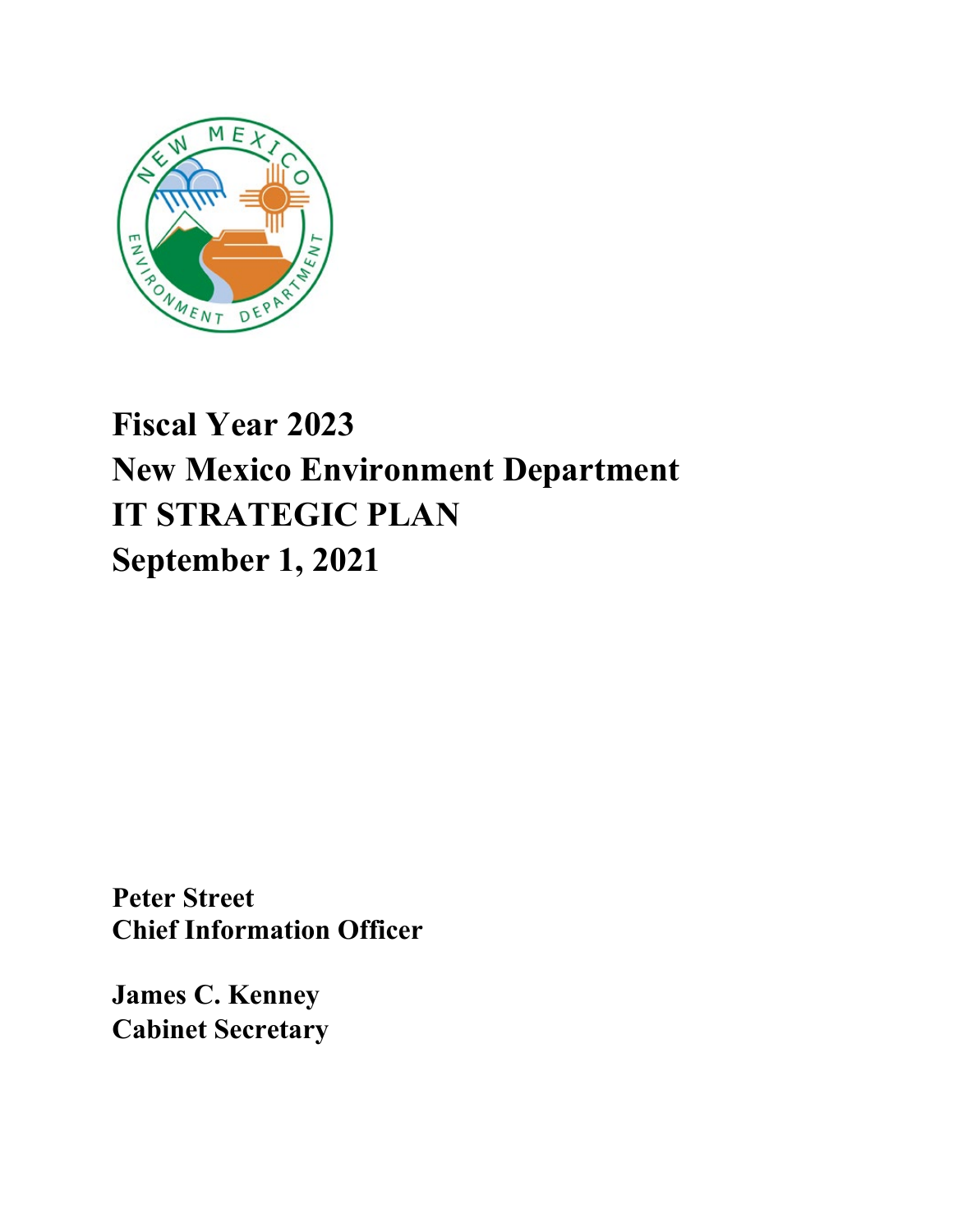# Fiscal Year 2023
# New Mexico Environment Department
# IT STRATEGIC PLAN
# September 1, 2021

**Peter Street**
**Chief Information Officer**

**James C. Kenney**
**Cabinet Secretary**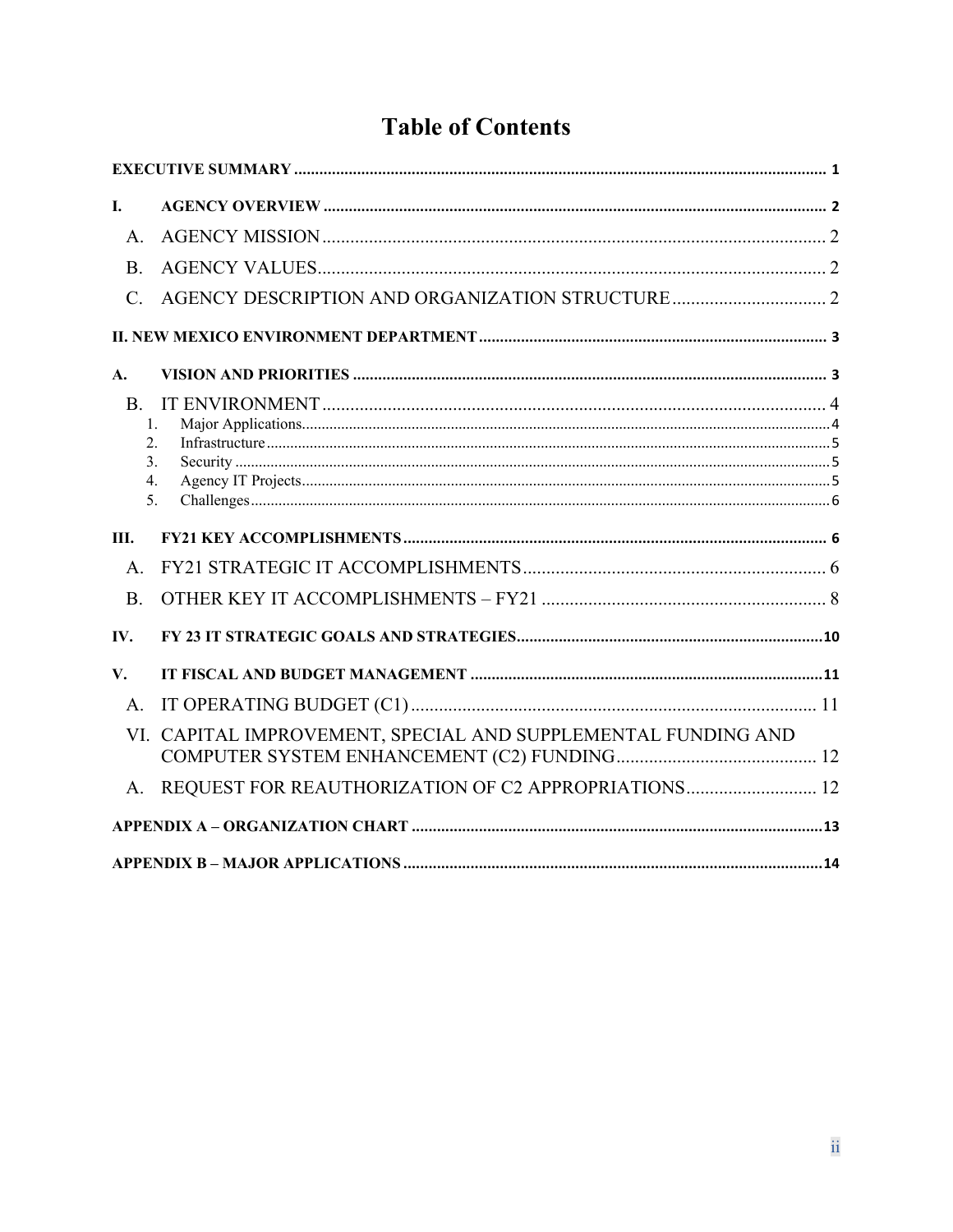# Table of Contents

EXECUTIVE SUMMARY ..... 1

I. AGENCY OVERVIEW ..... 2

- A. AGENCY MISSION ..... 2
- B. AGENCY VALUES ..... 2
- C. AGENCY DESCRIPTION AND ORGANIZATION STRUCTURE ..... 2

II. NEW MEXICO ENVIRONMENT DEPARTMENT ..... 3

A. VISION AND PRIORITIES ..... 3

- B. IT ENVIRONMENT ..... 4
  1. Major Applications ..... 4
  2. Infrastructure ..... 5
  3. Security ..... 5
  4. Agency IT Projects ..... 5
  5. Challenges ..... 6

III. FY21 KEY ACCOMPLISHMENTS ..... 6

- A. FY21 STRATEGIC IT ACCOMPLISHMENTS ..... 6
- B. OTHER KEY IT ACCOMPLISHMENTS – FY21 ..... 8

IV. FY 23 IT STRATEGIC GOALS AND STRATEGIES ..... 10

V. IT FISCAL AND BUDGET MANAGEMENT ..... 11

- A. IT OPERATING BUDGET (C1) ..... 11
- VI. CAPITAL IMPROVEMENT, SPECIAL AND SUPPLEMENTAL FUNDING AND COMPUTER SYSTEM ENHANCEMENT (C2) FUNDING ..... 12
- A. REQUEST FOR REAUTHORIZATION OF C2 APPROPRIATIONS ..... 12

APPENDIX A – ORGANIZATION CHART ..... 13

APPENDIX B – MAJOR APPLICATIONS ..... 14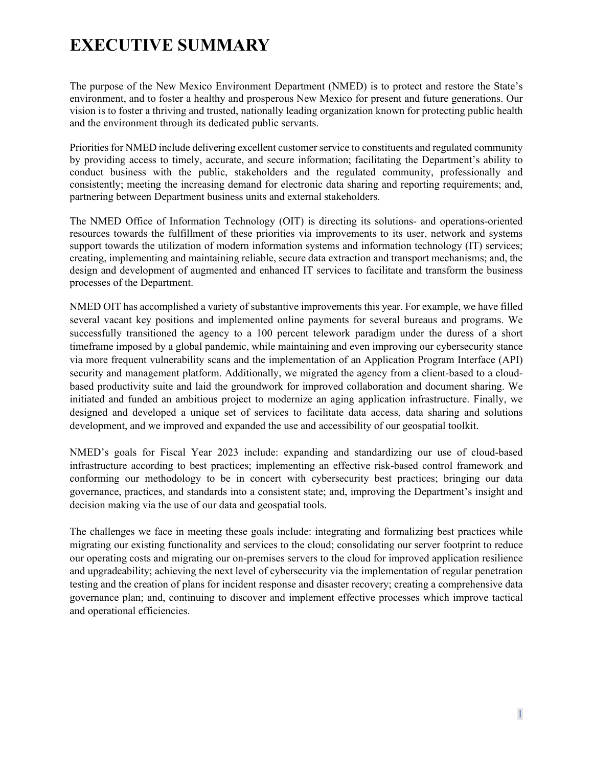# EXECUTIVE SUMMARY

The purpose of the New Mexico Environment Department (NMED) is to protect and restore the State's environment, and to foster a healthy and prosperous New Mexico for present and future generations. Our vision is to foster a thriving and trusted, nationally leading organization known for protecting public health and the environment through its dedicated public servants.

Priorities for NMED include delivering excellent customer service to constituents and regulated community by providing access to timely, accurate, and secure information; facilitating the Department's ability to conduct business with the public, stakeholders and the regulated community, professionally and consistently; meeting the increasing demand for electronic data sharing and reporting requirements; and, partnering between Department business units and external stakeholders.

The NMED Office of Information Technology (OIT) is directing its solutions- and operations-oriented resources towards the fulfillment of these priorities via improvements to its user, network and systems support towards the utilization of modern information systems and information technology (IT) services; creating, implementing and maintaining reliable, secure data extraction and transport mechanisms; and, the design and development of augmented and enhanced IT services to facilitate and transform the business processes of the Department.

NMED OIT has accomplished a variety of substantive improvements this year. For example, we have filled several vacant key positions and implemented online payments for several bureaus and programs. We successfully transitioned the agency to a 100 percent telework paradigm under the duress of a short timeframe imposed by a global pandemic, while maintaining and even improving our cybersecurity stance via more frequent vulnerability scans and the implementation of an Application Program Interface (API) security and management platform. Additionally, we migrated the agency from a client-based to a cloud-based productivity suite and laid the groundwork for improved collaboration and document sharing. We initiated and funded an ambitious project to modernize an aging application infrastructure. Finally, we designed and developed a unique set of services to facilitate data access, data sharing and solutions development, and we improved and expanded the use and accessibility of our geospatial toolkit.

NMED's goals for Fiscal Year 2023 include: expanding and standardizing our use of cloud-based infrastructure according to best practices; implementing an effective risk-based control framework and conforming our methodology to be in concert with cybersecurity best practices; bringing our data governance, practices, and standards into a consistent state; and, improving the Department's insight and decision making via the use of our data and geospatial tools.

The challenges we face in meeting these goals include: integrating and formalizing best practices while migrating our existing functionality and services to the cloud; consolidating our server footprint to reduce our operating costs and migrating our on-premises servers to the cloud for improved application resilience and upgradeability; achieving the next level of cybersecurity via the implementation of regular penetration testing and the creation of plans for incident response and disaster recovery; creating a comprehensive data governance plan; and, continuing to discover and implement effective processes which improve tactical and operational efficiencies.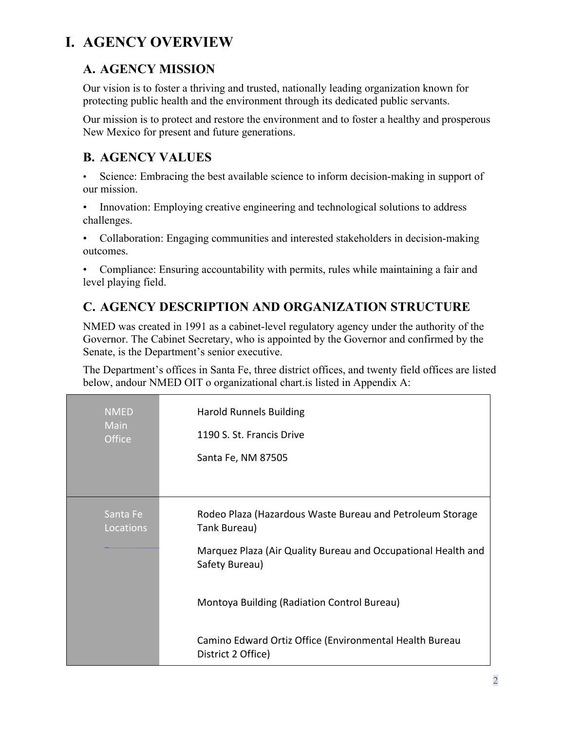# I. AGENCY OVERVIEW

## A. AGENCY MISSION

Our vision is to foster a thriving and trusted, nationally leading organization known for protecting public health and the environment through its dedicated public servants.

Our mission is to protect and restore the environment and to foster a healthy and prosperous New Mexico for present and future generations.

## B. AGENCY VALUES

- Science: Embracing the best available science to inform decision-making in support of our mission.
- Innovation: Employing creative engineering and technological solutions to address challenges.
- Collaboration: Engaging communities and interested stakeholders in decision-making outcomes.
- Compliance: Ensuring accountability with permits, rules while maintaining a fair and level playing field.

## C. AGENCY DESCRIPTION AND ORGANIZATION STRUCTURE

NMED was created in 1991 as a cabinet-level regulatory agency under the authority of the Governor. The Cabinet Secretary, who is appointed by the Governor and confirmed by the Senate, is the Department's senior executive.

The Department's offices in Santa Fe, three district offices, and twenty field offices are listed below, andour NMED OIT o organizational chart.is listed in Appendix A:

| | |
|---|---|
| NMED Main Office | Harold Runnels Building<br>1190 S. St. Francis Drive<br>Santa Fe, NM 87505 |
| Santa Fe Locations | Rodeo Plaza (Hazardous Waste Bureau and Petroleum Storage Tank Bureau)<br>Marquez Plaza (Air Quality Bureau and Occupational Health and Safety Bureau)<br>Montoya Building (Radiation Control Bureau)<br>Camino Edward Ortiz Office (Environmental Health Bureau District 2 Office) |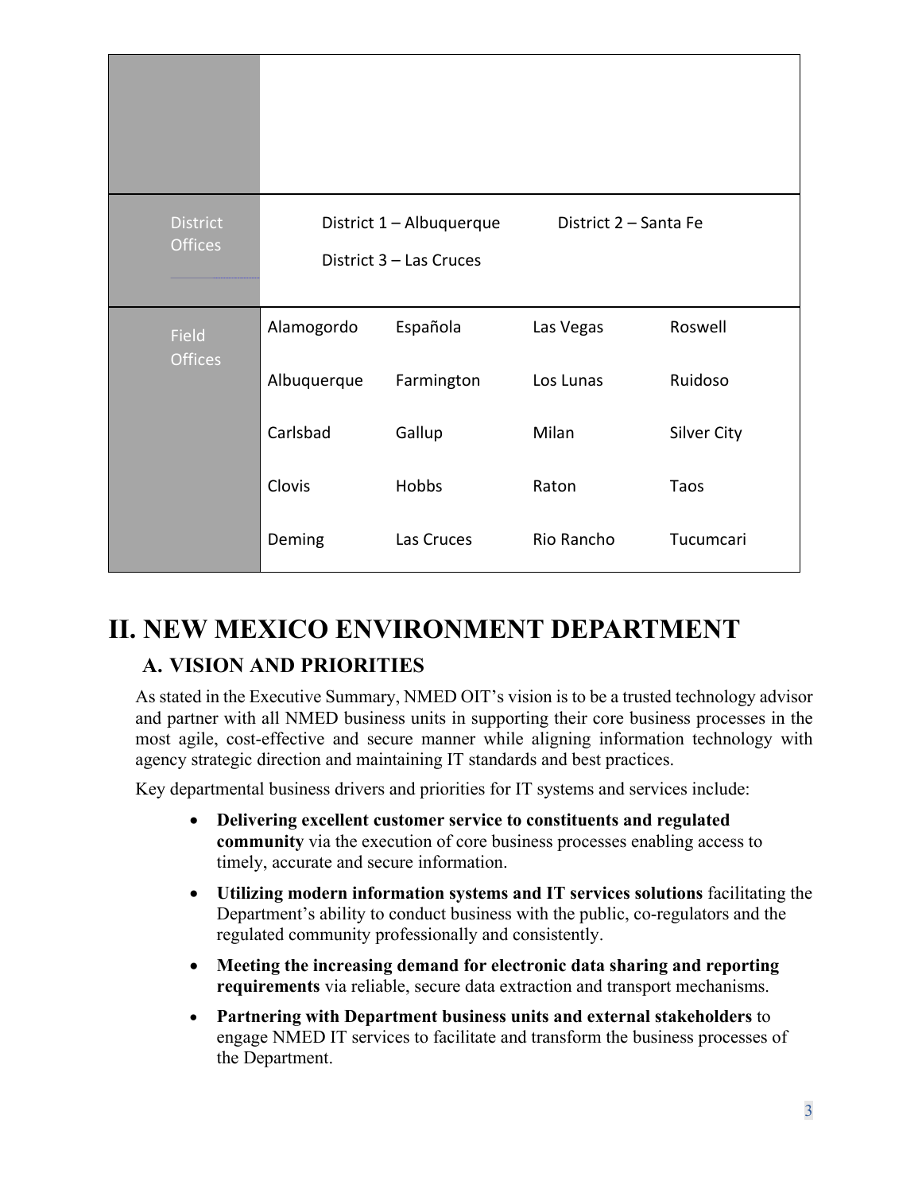| | | | | |
|---|---|---|---|---|
| | | | | |
| District Offices | District 1 – Albuquerque | District 2 – Santa Fe | | |
| | District 3 – Las Cruces | | | |
| Field Offices | Alamogordo | Española | Las Vegas | Roswell |
| | Albuquerque | Farmington | Los Lunas | Ruidoso |
| | Carlsbad | Gallup | Milan | Silver City |
| | Clovis | Hobbs | Raton | Taos |
| | Deming | Las Cruces | Rio Rancho | Tucumcari |

# II. NEW MEXICO ENVIRONMENT DEPARTMENT

## A. VISION AND PRIORITIES

As stated in the Executive Summary, NMED OIT's vision is to be a trusted technology advisor and partner with all NMED business units in supporting their core business processes in the most agile, cost-effective and secure manner while aligning information technology with agency strategic direction and maintaining IT standards and best practices.

Key departmental business drivers and priorities for IT systems and services include:

- **Delivering excellent customer service to constituents and regulated community** via the execution of core business processes enabling access to timely, accurate and secure information.
- **Utilizing modern information systems and IT services solutions** facilitating the Department's ability to conduct business with the public, co-regulators and the regulated community professionally and consistently.
- **Meeting the increasing demand for electronic data sharing and reporting requirements** via reliable, secure data extraction and transport mechanisms.
- **Partnering with Department business units and external stakeholders** to engage NMED IT services to facilitate and transform the business processes of the Department.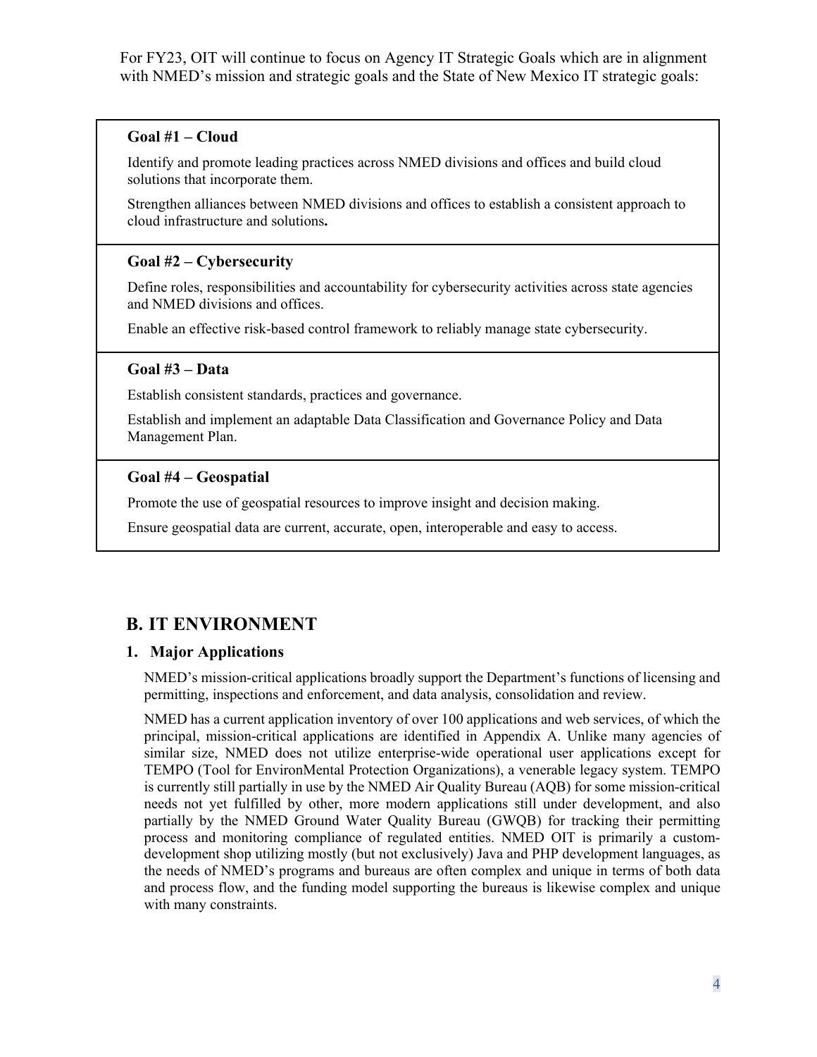For FY23, OIT will continue to focus on Agency IT Strategic Goals which are in alignment with NMED's mission and strategic goals and the State of New Mexico IT strategic goals:

**Goal #1 – Cloud**

Identify and promote leading practices across NMED divisions and offices and build cloud solutions that incorporate them.

Strengthen alliances between NMED divisions and offices to establish a consistent approach to cloud infrastructure and solutions**.**

**Goal #2 – Cybersecurity**

Define roles, responsibilities and accountability for cybersecurity activities across state agencies and NMED divisions and offices.

Enable an effective risk-based control framework to reliably manage state cybersecurity.

**Goal #3 – Data**

Establish consistent standards, practices and governance.

Establish and implement an adaptable Data Classification and Governance Policy and Data Management Plan.

**Goal #4 – Geospatial**

Promote the use of geospatial resources to improve insight and decision making.

Ensure geospatial data are current, accurate, open, interoperable and easy to access.

## B. IT ENVIRONMENT

### 1. Major Applications

NMED's mission-critical applications broadly support the Department's functions of licensing and permitting, inspections and enforcement, and data analysis, consolidation and review.

NMED has a current application inventory of over 100 applications and web services, of which the principal, mission-critical applications are identified in Appendix A. Unlike many agencies of similar size, NMED does not utilize enterprise-wide operational user applications except for TEMPO (Tool for EnvironMental Protection Organizations), a venerable legacy system. TEMPO is currently still partially in use by the NMED Air Quality Bureau (AQB) for some mission-critical needs not yet fulfilled by other, more modern applications still under development, and also partially by the NMED Ground Water Quality Bureau (GWQB) for tracking their permitting process and monitoring compliance of regulated entities. NMED OIT is primarily a custom-development shop utilizing mostly (but not exclusively) Java and PHP development languages, as the needs of NMED's programs and bureaus are often complex and unique in terms of both data and process flow, and the funding model supporting the bureaus is likewise complex and unique with many constraints.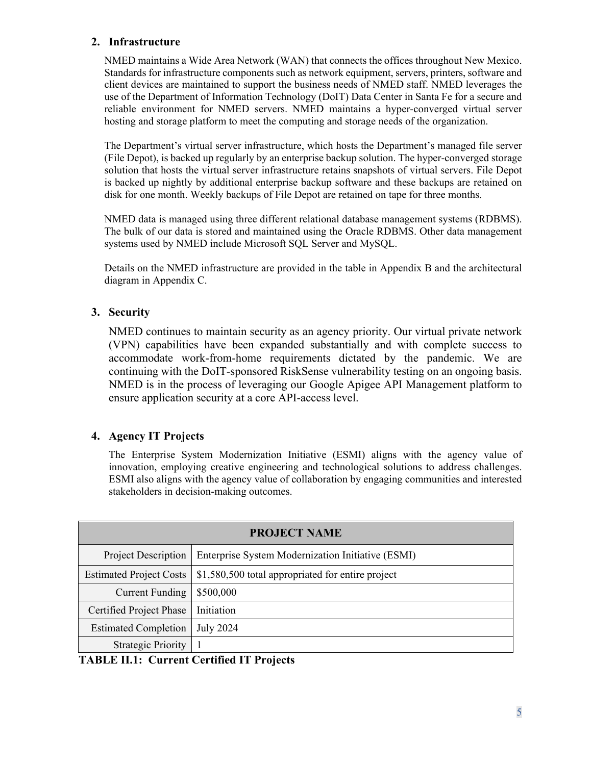## 2. Infrastructure

NMED maintains a Wide Area Network (WAN) that connects the offices throughout New Mexico. Standards for infrastructure components such as network equipment, servers, printers, software and client devices are maintained to support the business needs of NMED staff. NMED leverages the use of the Department of Information Technology (DoIT) Data Center in Santa Fe for a secure and reliable environment for NMED servers. NMED maintains a hyper-converged virtual server hosting and storage platform to meet the computing and storage needs of the organization.

The Department's virtual server infrastructure, which hosts the Department's managed file server (File Depot), is backed up regularly by an enterprise backup solution. The hyper-converged storage solution that hosts the virtual server infrastructure retains snapshots of virtual servers. File Depot is backed up nightly by additional enterprise backup software and these backups are retained on disk for one month. Weekly backups of File Depot are retained on tape for three months.

NMED data is managed using three different relational database management systems (RDBMS). The bulk of our data is stored and maintained using the Oracle RDBMS. Other data management systems used by NMED include Microsoft SQL Server and MySQL.

Details on the NMED infrastructure are provided in the table in Appendix B and the architectural diagram in Appendix C.

## 3. Security

NMED continues to maintain security as an agency priority. Our virtual private network (VPN) capabilities have been expanded substantially and with complete success to accommodate work-from-home requirements dictated by the pandemic. We are continuing with the DoIT-sponsored RiskSense vulnerability testing on an ongoing basis. NMED is in the process of leveraging our Google Apigee API Management platform to ensure application security at a core API-access level.

## 4. Agency IT Projects

The Enterprise System Modernization Initiative (ESMI) aligns with the agency value of innovation, employing creative engineering and technological solutions to address challenges. ESMI also aligns with the agency value of collaboration by engaging communities and interested stakeholders in decision-making outcomes.

| PROJECT NAME | |
|---|---|
| Project Description | Enterprise System Modernization Initiative (ESMI) |
| Estimated Project Costs | $1,580,500 total appropriated for entire project |
| Current Funding | $500,000 |
| Certified Project Phase | Initiation |
| Estimated Completion | July 2024 |
| Strategic Priority | 1 |

**TABLE II.1: Current Certified IT Projects**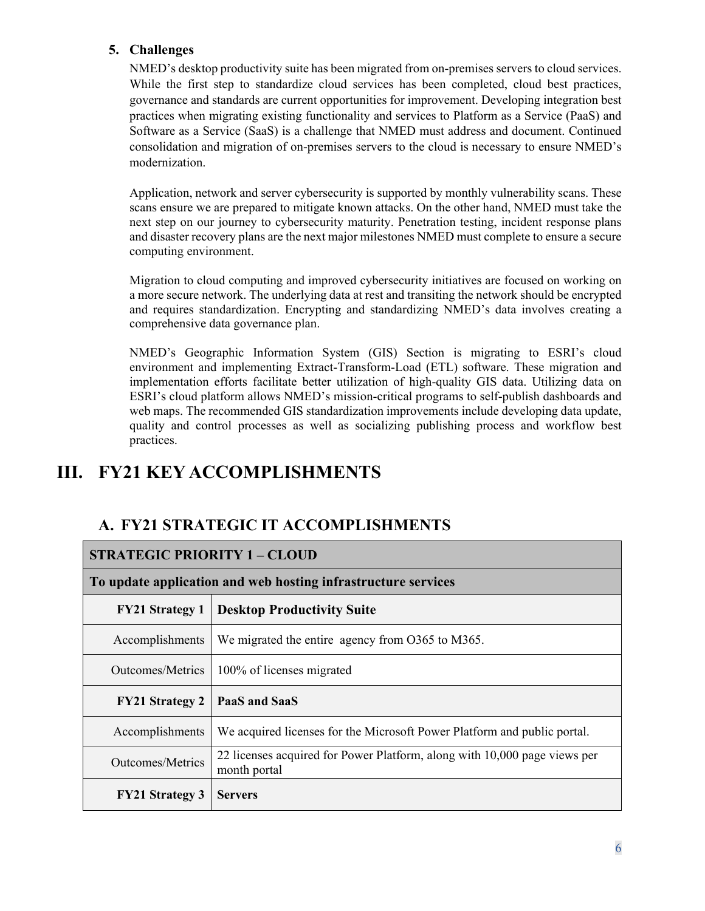5. **Challenges**

   NMED's desktop productivity suite has been migrated from on-premises servers to cloud services. While the first step to standardize cloud services has been completed, cloud best practices, governance and standards are current opportunities for improvement. Developing integration best practices when migrating existing functionality and services to Platform as a Service (PaaS) and Software as a Service (SaaS) is a challenge that NMED must address and document. Continued consolidation and migration of on-premises servers to the cloud is necessary to ensure NMED's modernization.

   Application, network and server cybersecurity is supported by monthly vulnerability scans. These scans ensure we are prepared to mitigate known attacks. On the other hand, NMED must take the next step on our journey to cybersecurity maturity. Penetration testing, incident response plans and disaster recovery plans are the next major milestones NMED must complete to ensure a secure computing environment.

   Migration to cloud computing and improved cybersecurity initiatives are focused on working on a more secure network. The underlying data at rest and transiting the network should be encrypted and requires standardization. Encrypting and standardizing NMED's data involves creating a comprehensive data governance plan.

   NMED's Geographic Information System (GIS) Section is migrating to ESRI's cloud environment and implementing Extract-Transform-Load (ETL) software. These migration and implementation efforts facilitate better utilization of high-quality GIS data. Utilizing data on ESRI's cloud platform allows NMED's mission-critical programs to self-publish dashboards and web maps. The recommended GIS standardization improvements include developing data update, quality and control processes as well as socializing publishing process and workflow best practices.

# III. FY21 KEY ACCOMPLISHMENTS

## A. FY21 STRATEGIC IT ACCOMPLISHMENTS

| **STRATEGIC PRIORITY 1 – CLOUD** | |
|---|---|
| **To update application and web hosting infrastructure services** | |
| **FY21 Strategy 1** | **Desktop Productivity Suite** |
| Accomplishments | We migrated the entire agency from O365 to M365. |
| Outcomes/Metrics | 100% of licenses migrated |
| **FY21 Strategy 2** | **PaaS and SaaS** |
| Accomplishments | We acquired licenses for the Microsoft Power Platform and public portal. |
| Outcomes/Metrics | 22 licenses acquired for Power Platform, along with 10,000 page views per month portal |
| **FY21 Strategy 3** | **Servers** |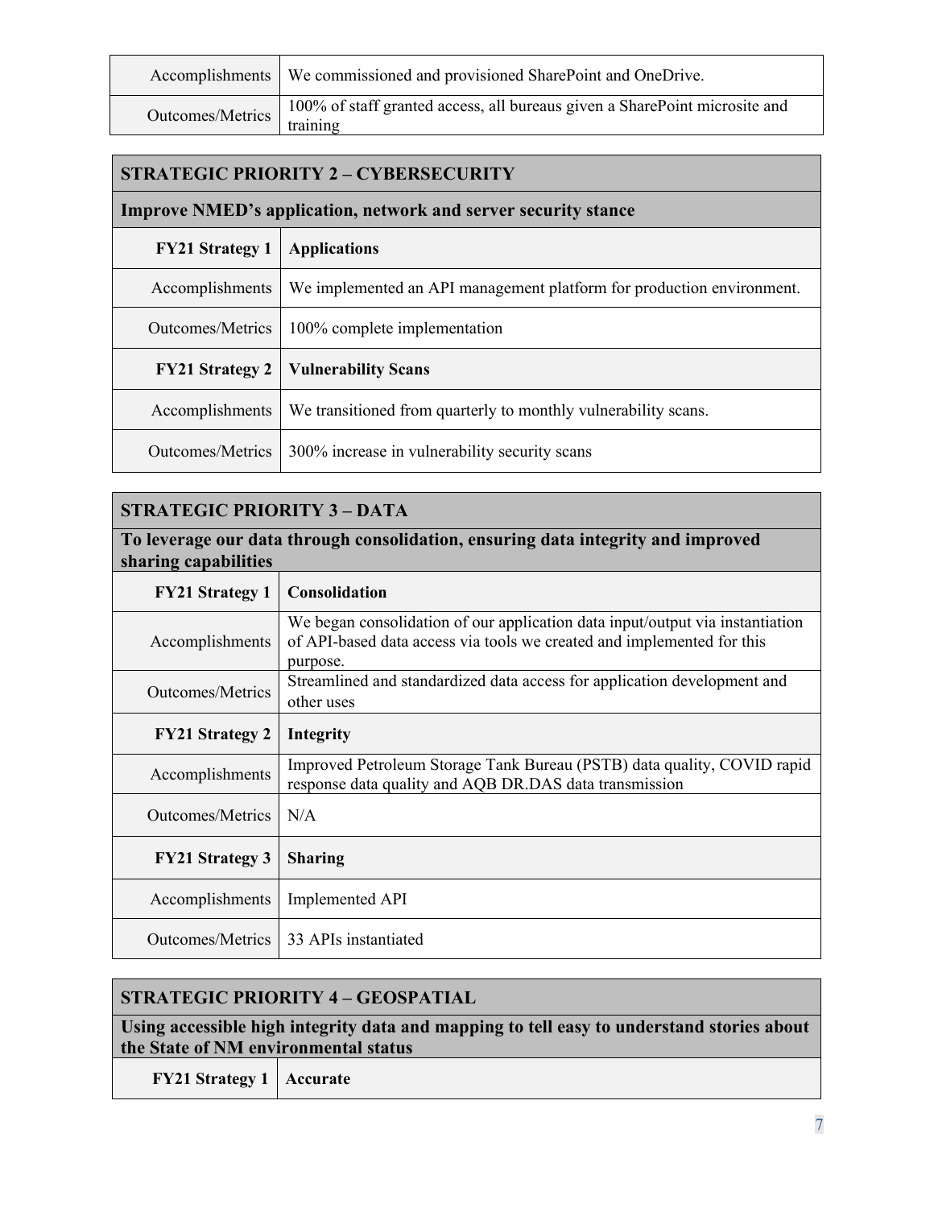| | |
|---|---|
| Accomplishments | We commissioned and provisioned SharePoint and OneDrive. |
| Outcomes/Metrics | 100% of staff granted access, all bureaus given a SharePoint microsite and training |

| STRATEGIC PRIORITY 2 – CYBERSECURITY | |
|---|---|
| **Improve NMED's application, network and server security stance** | |
| **FY21 Strategy 1** | **Applications** |
| Accomplishments | We implemented an API management platform for production environment. |
| Outcomes/Metrics | 100% complete implementation |
| **FY21 Strategy 2** | **Vulnerability Scans** |
| Accomplishments | We transitioned from quarterly to monthly vulnerability scans. |
| Outcomes/Metrics | 300% increase in vulnerability security scans |

| STRATEGIC PRIORITY 3 – DATA | |
|---|---|
| **To leverage our data through consolidation, ensuring data integrity and improved sharing capabilities** | |
| **FY21 Strategy 1** | **Consolidation** |
| Accomplishments | We began consolidation of our application data input/output via instantiation of API-based data access via tools we created and implemented for this purpose. |
| Outcomes/Metrics | Streamlined and standardized data access for application development and other uses |
| **FY21 Strategy 2** | **Integrity** |
| Accomplishments | Improved Petroleum Storage Tank Bureau (PSTB) data quality, COVID rapid response data quality and AQB DR.DAS data transmission |
| Outcomes/Metrics | N/A |
| **FY21 Strategy 3** | **Sharing** |
| Accomplishments | Implemented API |
| Outcomes/Metrics | 33 APIs instantiated |

| STRATEGIC PRIORITY 4 – GEOSPATIAL | |
|---|---|
| **Using accessible high integrity data and mapping to tell easy to understand stories about the State of NM environmental status** | |
| **FY21 Strategy 1** | **Accurate** |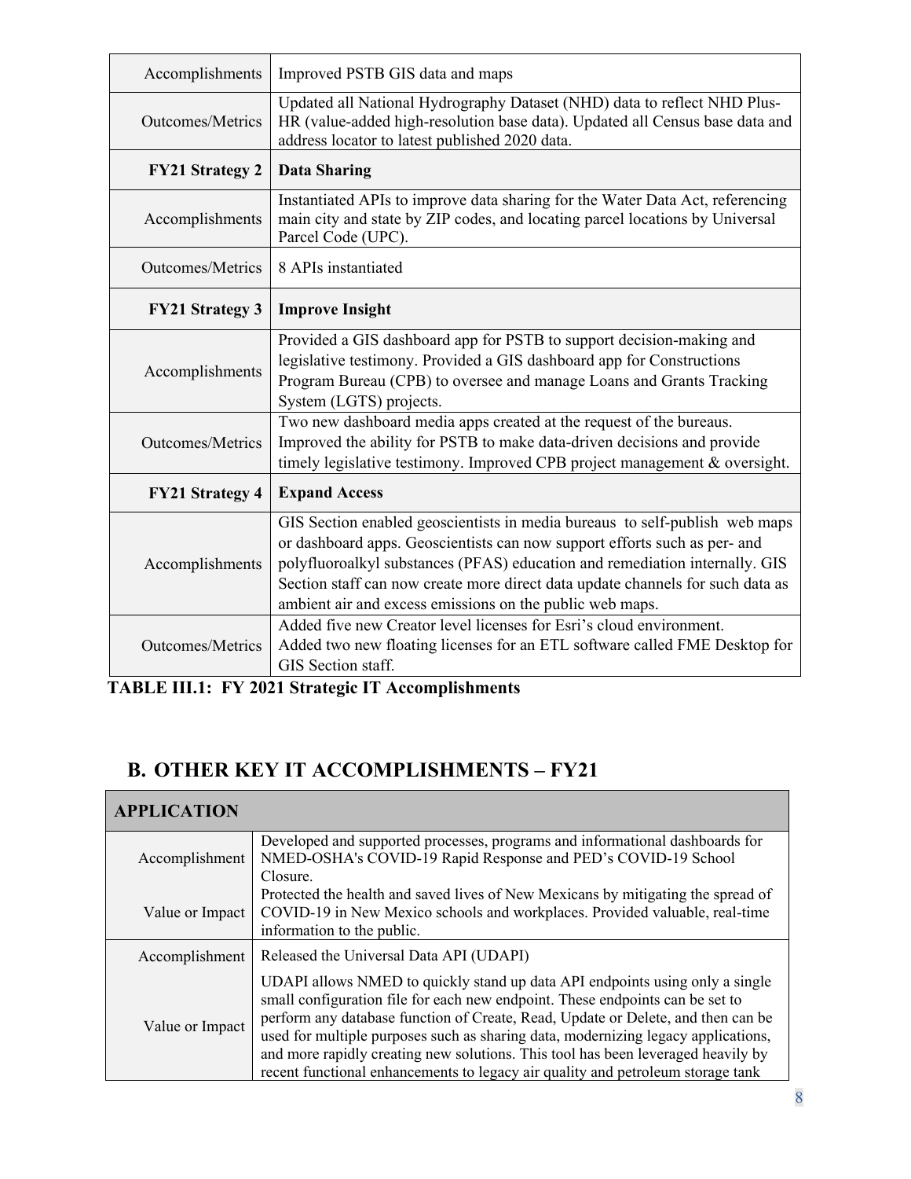| | |
|---|---|
| Accomplishments | Improved PSTB GIS data and maps |
| Outcomes/Metrics | Updated all National Hydrography Dataset (NHD) data to reflect NHD Plus-HR (value-added high-resolution base data). Updated all Census base data and address locator to latest published 2020 data. |
| **FY21 Strategy 2** | **Data Sharing** |
| Accomplishments | Instantiated APIs to improve data sharing for the Water Data Act, referencing main city and state by ZIP codes, and locating parcel locations by Universal Parcel Code (UPC). |
| Outcomes/Metrics | 8 APIs instantiated |
| **FY21 Strategy 3** | **Improve Insight** |
| Accomplishments | Provided a GIS dashboard app for PSTB to support decision-making and legislative testimony. Provided a GIS dashboard app for Constructions Program Bureau (CPB) to oversee and manage Loans and Grants Tracking System (LGTS) projects. |
| Outcomes/Metrics | Two new dashboard media apps created at the request of the bureaus. Improved the ability for PSTB to make data-driven decisions and provide timely legislative testimony. Improved CPB project management & oversight. |
| **FY21 Strategy 4** | **Expand Access** |
| Accomplishments | GIS Section enabled geoscientists in media bureaus to self-publish web maps or dashboard apps. Geoscientists can now support efforts such as per- and polyfluoroalkyl substances (PFAS) education and remediation internally. GIS Section staff can now create more direct data update channels for such data as ambient air and excess emissions on the public web maps. |
| Outcomes/Metrics | Added five new Creator level licenses for Esri's cloud environment. Added two new floating licenses for an ETL software called FME Desktop for GIS Section staff. |

**TABLE III.1: FY 2021 Strategic IT Accomplishments**

## B. OTHER KEY IT ACCOMPLISHMENTS – FY21

| **APPLICATION** | |
|---|---|
| Accomplishment | Developed and supported processes, programs and informational dashboards for NMED-OSHA's COVID-19 Rapid Response and PED's COVID-19 School Closure. |
| Value or Impact | Protected the health and saved lives of New Mexicans by mitigating the spread of COVID-19 in New Mexico schools and workplaces. Provided valuable, real-time information to the public. |
| Accomplishment | Released the Universal Data API (UDAPI) |
| Value or Impact | UDAPI allows NMED to quickly stand up data API endpoints using only a single small configuration file for each new endpoint. These endpoints can be set to perform any database function of Create, Read, Update or Delete, and then can be used for multiple purposes such as sharing data, modernizing legacy applications, and more rapidly creating new solutions. This tool has been leveraged heavily by recent functional enhancements to legacy air quality and petroleum storage tank |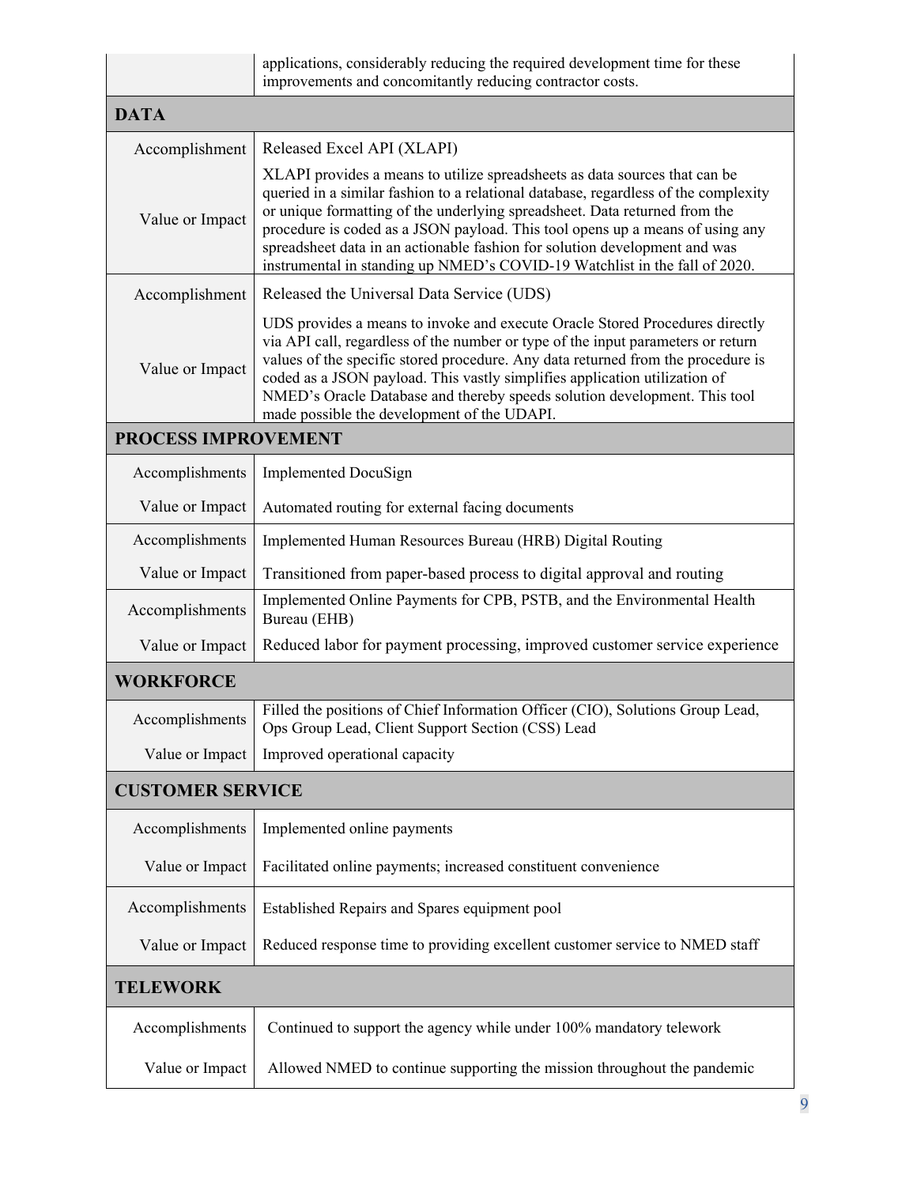| | |
|---|---|
| | applications, considerably reducing the required development time for these improvements and concomitantly reducing contractor costs. |
| **DATA** | |
| Accomplishment | Released Excel API (XLAPI) |
| Value or Impact | XLAPI provides a means to utilize spreadsheets as data sources that can be queried in a similar fashion to a relational database, regardless of the complexity or unique formatting of the underlying spreadsheet. Data returned from the procedure is coded as a JSON payload. This tool opens up a means of using any spreadsheet data in an actionable fashion for solution development and was instrumental in standing up NMED's COVID-19 Watchlist in the fall of 2020. |
| Accomplishment | Released the Universal Data Service (UDS) |
| Value or Impact | UDS provides a means to invoke and execute Oracle Stored Procedures directly via API call, regardless of the number or type of the input parameters or return values of the specific stored procedure. Any data returned from the procedure is coded as a JSON payload. This vastly simplifies application utilization of NMED's Oracle Database and thereby speeds solution development. This tool made possible the development of the UDAPI. |
| **PROCESS IMPROVEMENT** | |
| Accomplishments | Implemented DocuSign |
| Value or Impact | Automated routing for external facing documents |
| Accomplishments | Implemented Human Resources Bureau (HRB) Digital Routing |
| Value or Impact | Transitioned from paper-based process to digital approval and routing |
| Accomplishments | Implemented Online Payments for CPB, PSTB, and the Environmental Health Bureau (EHB) |
| Value or Impact | Reduced labor for payment processing, improved customer service experience |
| **WORKFORCE** | |
| Accomplishments | Filled the positions of Chief Information Officer (CIO), Solutions Group Lead, Ops Group Lead, Client Support Section (CSS) Lead |
| Value or Impact | Improved operational capacity |
| **CUSTOMER SERVICE** | |
| Accomplishments | Implemented online payments |
| Value or Impact | Facilitated online payments; increased constituent convenience |
| Accomplishments | Established Repairs and Spares equipment pool |
| Value or Impact | Reduced response time to providing excellent customer service to NMED staff |
| **TELEWORK** | |
| Accomplishments | Continued to support the agency while under 100% mandatory telework |
| Value or Impact | Allowed NMED to continue supporting the mission throughout the pandemic |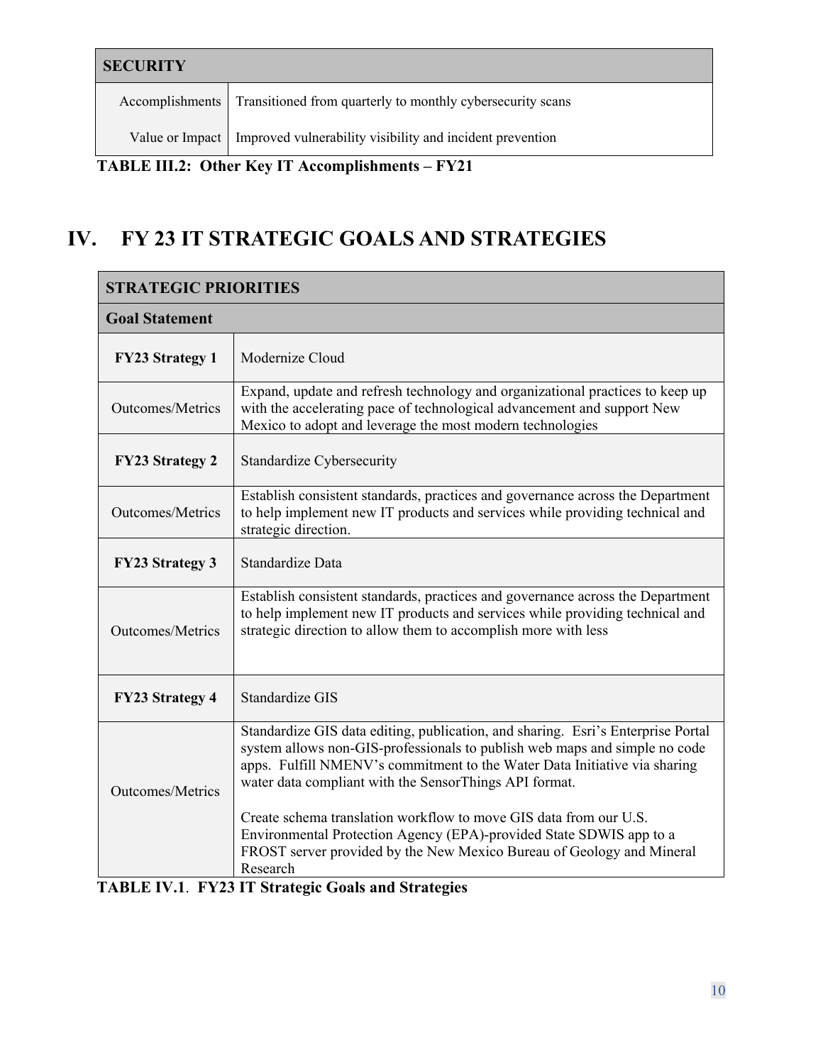| SECURITY | |
|---|---|
| Accomplishments | Transitioned from quarterly to monthly cybersecurity scans |
| Value or Impact | Improved vulnerability visibility and incident prevention |

**TABLE III.2: Other Key IT Accomplishments – FY21**

# IV. FY 23 IT STRATEGIC GOALS AND STRATEGIES

| STRATEGIC PRIORITIES | |
|---|---|
| **Goal Statement** | |
| **FY23 Strategy 1** | Modernize Cloud |
| Outcomes/Metrics | Expand, update and refresh technology and organizational practices to keep up with the accelerating pace of technological advancement and support New Mexico to adopt and leverage the most modern technologies |
| **FY23 Strategy 2** | Standardize Cybersecurity |
| Outcomes/Metrics | Establish consistent standards, practices and governance across the Department to help implement new IT products and services while providing technical and strategic direction. |
| **FY23 Strategy 3** | Standardize Data |
| Outcomes/Metrics | Establish consistent standards, practices and governance across the Department to help implement new IT products and services while providing technical and strategic direction to allow them to accomplish more with less |
| **FY23 Strategy 4** | Standardize GIS |
| Outcomes/Metrics | Standardize GIS data editing, publication, and sharing. Esri's Enterprise Portal system allows non-GIS-professionals to publish web maps and simple no code apps. Fulfill NMENV's commitment to the Water Data Initiative via sharing water data compliant with the SensorThings API format.<br><br>Create schema translation workflow to move GIS data from our U.S. Environmental Protection Agency (EPA)-provided State SDWIS app to a FROST server provided by the New Mexico Bureau of Geology and Mineral Research |

**TABLE IV.1. FY23 IT Strategic Goals and Strategies**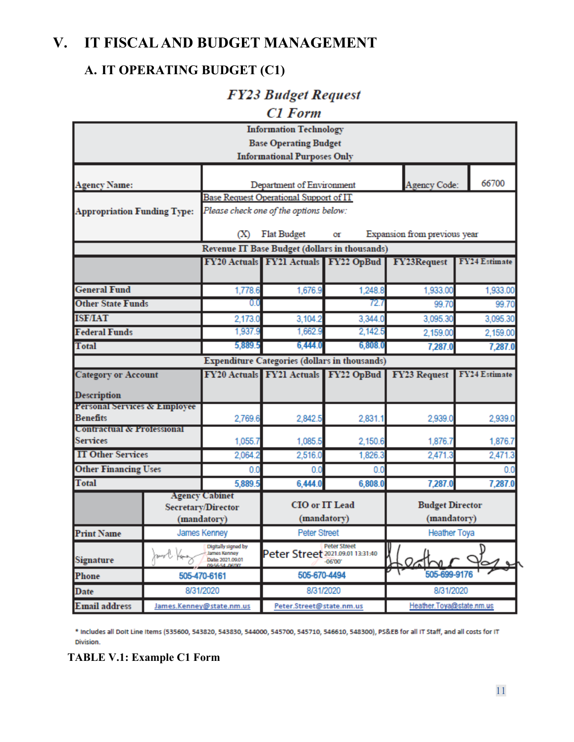# V. IT FISCAL AND BUDGET MANAGEMENT

## A. IT OPERATING BUDGET (C1)

***FY23 Budget Request***
***C1 Form***

| Information Technology Base Operating Budget Informational Purposes Only | | | | | |
|---|---|---|---|---|---|
| Agency Name: | Department of Environment | | | Agency Code: | 66700 |
| Appropriation Funding Type: | Base Request Operational Support of IT *Please check one of the options below:* (X) Flat Budget or Expansion from previous year | | | | |
| | Revenue IT Base Budget (dollars in thousands) | | | | |
| | FY20 Actuals | FY21 Actuals | FY22 OpBud | FY23Request | FY24 Estimate |
| General Fund | 1,778.6 | 1,676.9 | 1,248.8 | 1,933.00 | 1,933.00 |
| Other State Funds | 0.0 | | 72.7 | 99.70 | 99.70 |
| ISF/IAT | 2,173.0 | 3,104.2 | 3,344.0 | 3,095.30 | 3,095.30 |
| Federal Funds | 1,937.9 | 1,662.9 | 2,142.5 | 2,159.00 | 2,159.00 |
| Total | 5,889.5 | 6,444.0 | 6,808.0 | 7,287.0 | 7,287.0 |
| | Expenditure Categories (dollars in thousands) | | | | |
| Category or Account Description | FY20 Actuals | FY21 Actuals | FY22 OpBud | FY23 Request | FY24 Estimate |
| Personal Services & Employee Benefits | 2,769.6 | 2,842.5 | 2,831.1 | 2,939.0 | 2,939.0 |
| Contractual & Professional Services | 1,055.7 | 1,085.5 | 2,150.6 | 1,876.7 | 1,876.7 |
| IT Other Services | 2,064.2 | 2,516.0 | 1,826.3 | 2,471.3 | 2,471.3 |
| Other Financing Uses | 0.0 | 0.0 | 0.0 | | 0.0 |
| Total | 5,889.5 | 6,444.0 | 6,808.0 | 7,287.0 | 7,287.0 |

| | Agency Cabinet Secretary/Director (mandatory) | CIO or IT Lead (mandatory) | Budget Director (mandatory) |
|---|---|---|---|
| Print Name | James Kenney | Peter Street | Heather Toya |
| Signature | Digitally signed by James Kenney Date: 2021.09.01 09:56:54 -06'00' | Peter Street 2021.09.01 13:31:40 -06'00' | (signature) |
| Phone | 505-470-6161 | 505-670-4494 | 505-699-9176 |
| Date | 8/31/2020 | 8/31/2020 | 8/31/2020 |
| Email address | James.Kenney@state.nm.us | Peter.Street@state.nm.us | Heather.Toya@state.nm.us |

\* Includes all DoIt Line Items (535600, 543820, 543830, 544000, 545700, 545710, 546610, 548300), PS&EB for all IT Staff, and all costs for IT Division.

**TABLE V.1: Example C1 Form**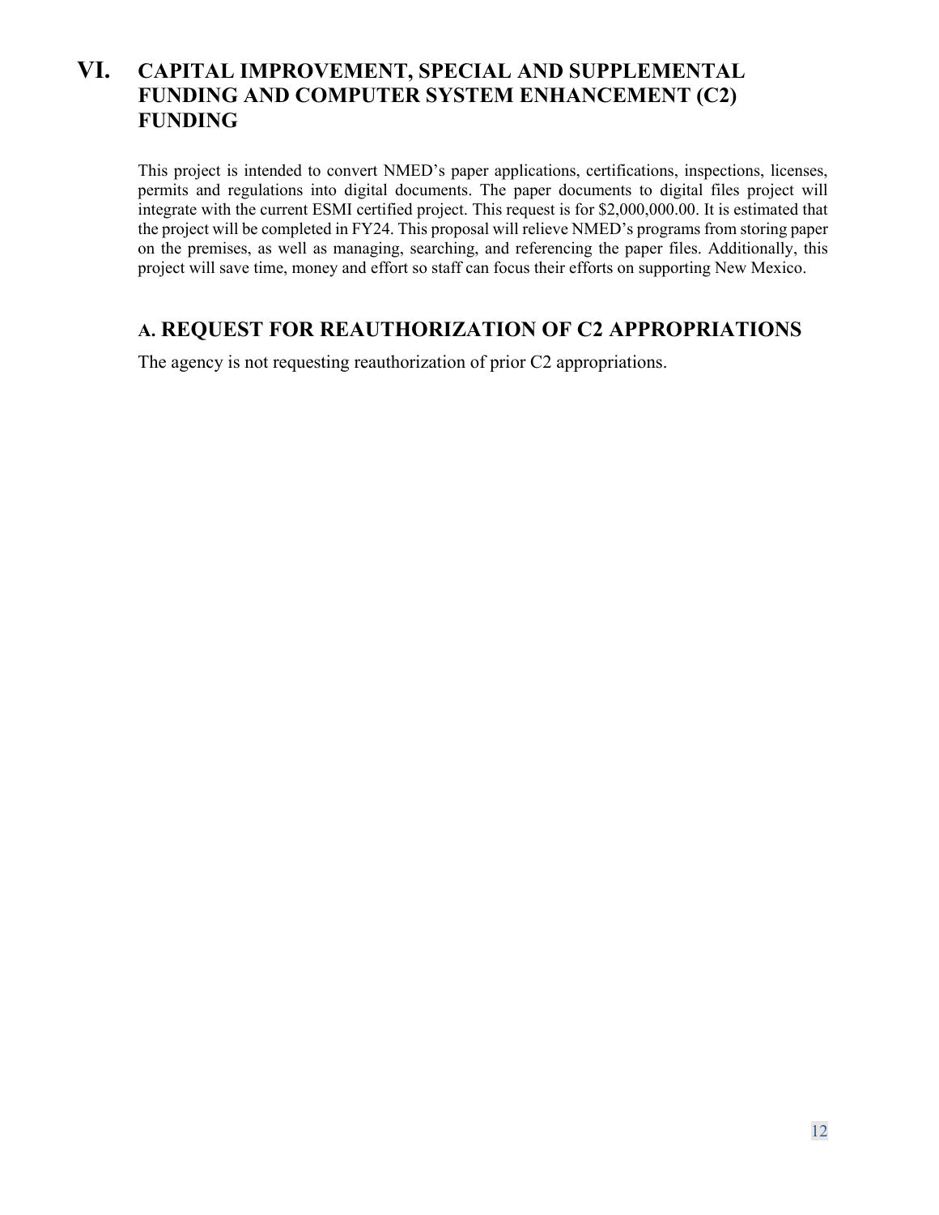# VI. CAPITAL IMPROVEMENT, SPECIAL AND SUPPLEMENTAL FUNDING AND COMPUTER SYSTEM ENHANCEMENT (C2) FUNDING

This project is intended to convert NMED's paper applications, certifications, inspections, licenses, permits and regulations into digital documents. The paper documents to digital files project will integrate with the current ESMI certified project. This request is for $2,000,000.00. It is estimated that the project will be completed in FY24. This proposal will relieve NMED's programs from storing paper on the premises, as well as managing, searching, and referencing the paper files. Additionally, this project will save time, money and effort so staff can focus their efforts on supporting New Mexico.

## A. REQUEST FOR REAUTHORIZATION OF C2 APPROPRIATIONS

The agency is not requesting reauthorization of prior C2 appropriations.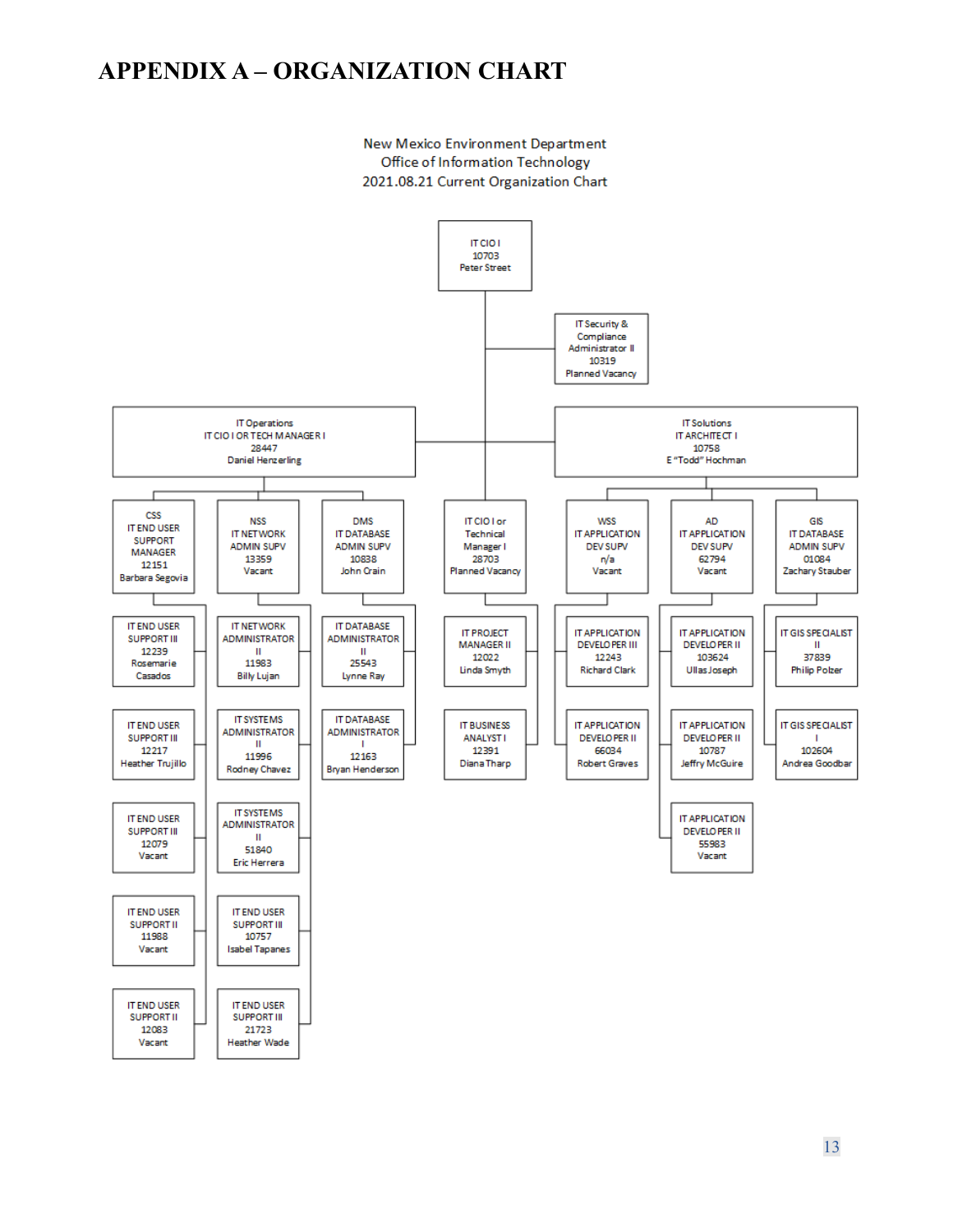# APPENDIX A – ORGANIZATION CHART

New Mexico Environment Department
Office of Information Technology
2021.08.21 Current Organization Chart

**IT CIO I**
10703
Peter Street

- **IT Security & Compliance Administrator II**
  10319
  Planned Vacancy

- **IT Operations**
  IT CIO I OR TECH MANAGER I
  28447
  Daniel Henzerling

  - **CSS** – IT END USER SUPPORT MANAGER, 12151, Barbara Segovia
    - IT END USER SUPPORT III, 12239, Rosemarie Casados
    - IT END USER SUPPORT III, 12217, Heather Trujillo
    - IT END USER SUPPORT III, 12079, Vacant
    - IT END USER SUPPORT II, 11988, Vacant
    - IT END USER SUPPORT II, 12083, Vacant
  - **NSS** – IT NETWORK ADMIN SUPV, 13359, Vacant
    - IT NETWORK ADMINISTRATOR II, 11983, Billy Lujan
    - IT SYSTEMS ADMINISTRATOR II, 11996, Rodney Chavez
    - IT SYSTEMS ADMINISTRATOR II, 51840, Eric Herrera
    - IT END USER SUPPORT III, 10757, Isabel Tapanes
    - IT END USER SUPPORT III, 21723, Heather Wade
  - **DMS** – IT DATABASE ADMIN SUPV II, 10838, John Crain
    - IT DATABASE ADMINISTRATOR II, 25543, Lynne Ray
    - IT DATABASE ADMINISTRATOR I, 12163, Bryan Henderson

- **IT CIO I or Technical Manager I**
  28703
  Planned Vacancy
  - IT PROJECT MANAGER II, 12022, Linda Smyth
  - IT BUSINESS ANALYST I, 12391, Diana Tharp

- **IT Solutions**
  IT ARCHITECT I
  10758
  E "Todd" Hochman

  - **WSS** – IT APPLICATION DEV SUPV, n/a, Vacant
    - IT APPLICATION DEVELOPER III, 12243, Richard Clark
    - IT APPLICATION DEVELOPER II, 66034, Robert Graves
  - **AD** – IT APPLICATION DEV SUPV, 62794, Vacant
    - IT APPLICATION DEVELOPER II, 103624, Ullas Joseph
    - IT APPLICATION DEVELOPER II, 10787, Jeffry McGuire
    - IT APPLICATION DEVELOPER II, 55983, Vacant
  - **GIS** – IT DATABASE ADMIN SUPV, 01084, Zachary Stauber
    - IT GIS SPECIALIST II, 37839, Philip Polzer
    - IT GIS SPECIALIST I, 102604, Andrea Goodbar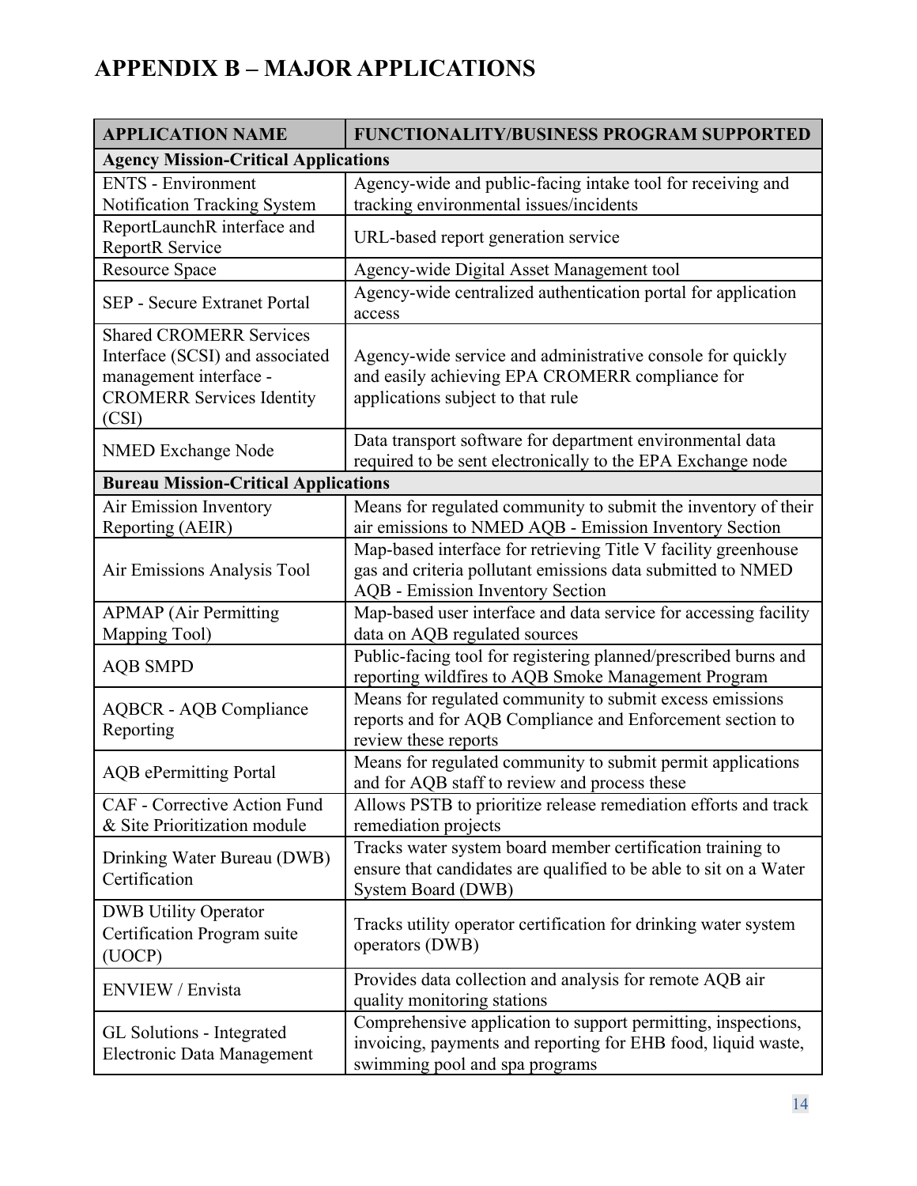# APPENDIX B – MAJOR APPLICATIONS

| APPLICATION NAME | FUNCTIONALITY/BUSINESS PROGRAM SUPPORTED |
|---|---|
| **Agency Mission-Critical Applications** | |
| ENTS - Environment Notification Tracking System | Agency-wide and public-facing intake tool for receiving and tracking environmental issues/incidents |
| ReportLaunchR interface and ReportR Service | URL-based report generation service |
| Resource Space | Agency-wide Digital Asset Management tool |
| SEP - Secure Extranet Portal | Agency-wide centralized authentication portal for application access |
| Shared CROMERR Services Interface (SCSI) and associated management interface - CROMERR Services Identity (CSI) | Agency-wide service and administrative console for quickly and easily achieving EPA CROMERR compliance for applications subject to that rule |
| NMED Exchange Node | Data transport software for department environmental data required to be sent electronically to the EPA Exchange node |
| **Bureau Mission-Critical Applications** | |
| Air Emission Inventory Reporting (AEIR) | Means for regulated community to submit the inventory of their air emissions to NMED AQB - Emission Inventory Section |
| Air Emissions Analysis Tool | Map-based interface for retrieving Title V facility greenhouse gas and criteria pollutant emissions data submitted to NMED AQB - Emission Inventory Section |
| APMAP (Air Permitting Mapping Tool) | Map-based user interface and data service for accessing facility data on AQB regulated sources |
| AQB SMPD | Public-facing tool for registering planned/prescribed burns and reporting wildfires to AQB Smoke Management Program |
| AQBCR - AQB Compliance Reporting | Means for regulated community to submit excess emissions reports and for AQB Compliance and Enforcement section to review these reports |
| AQB ePermitting Portal | Means for regulated community to submit permit applications and for AQB staff to review and process these |
| CAF - Corrective Action Fund & Site Prioritization module | Allows PSTB to prioritize release remediation efforts and track remediation projects |
| Drinking Water Bureau (DWB) Certification | Tracks water system board member certification training to ensure that candidates are qualified to be able to sit on a Water System Board (DWB) |
| DWB Utility Operator Certification Program suite (UOCP) | Tracks utility operator certification for drinking water system operators (DWB) |
| ENVIEW / Envista | Provides data collection and analysis for remote AQB air quality monitoring stations |
| GL Solutions - Integrated Electronic Data Management | Comprehensive application to support permitting, inspections, invoicing, payments and reporting for EHB food, liquid waste, swimming pool and spa programs |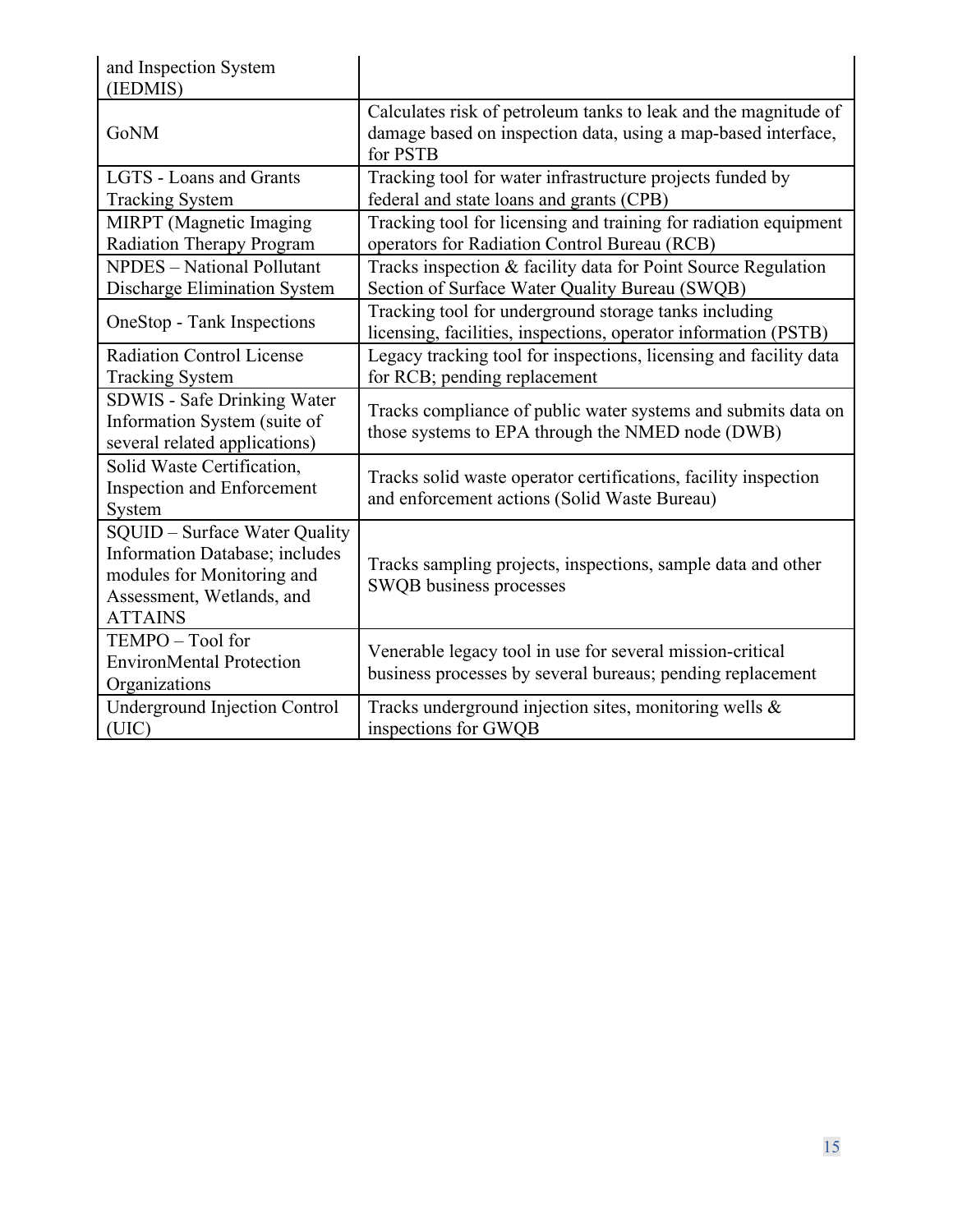| | |
|---|---|
| and Inspection System (IEDMIS) | |
| GoNM | Calculates risk of petroleum tanks to leak and the magnitude of damage based on inspection data, using a map-based interface, for PSTB |
| LGTS - Loans and Grants Tracking System | Tracking tool for water infrastructure projects funded by federal and state loans and grants (CPB) |
| MIRPT (Magnetic Imaging Radiation Therapy Program | Tracking tool for licensing and training for radiation equipment operators for Radiation Control Bureau (RCB) |
| NPDES – National Pollutant Discharge Elimination System | Tracks inspection & facility data for Point Source Regulation Section of Surface Water Quality Bureau (SWQB) |
| OneStop - Tank Inspections | Tracking tool for underground storage tanks including licensing, facilities, inspections, operator information (PSTB) |
| Radiation Control License Tracking System | Legacy tracking tool for inspections, licensing and facility data for RCB; pending replacement |
| SDWIS - Safe Drinking Water Information System (suite of several related applications) | Tracks compliance of public water systems and submits data on those systems to EPA through the NMED node (DWB) |
| Solid Waste Certification, Inspection and Enforcement System | Tracks solid waste operator certifications, facility inspection and enforcement actions (Solid Waste Bureau) |
| SQUID – Surface Water Quality Information Database; includes modules for Monitoring and Assessment, Wetlands, and ATTAINS | Tracks sampling projects, inspections, sample data and other SWQB business processes |
| TEMPO – Tool for EnvironMental Protection Organizations | Venerable legacy tool in use for several mission-critical business processes by several bureaus; pending replacement |
| Underground Injection Control (UIC) | Tracks underground injection sites, monitoring wells & inspections for GWQB |